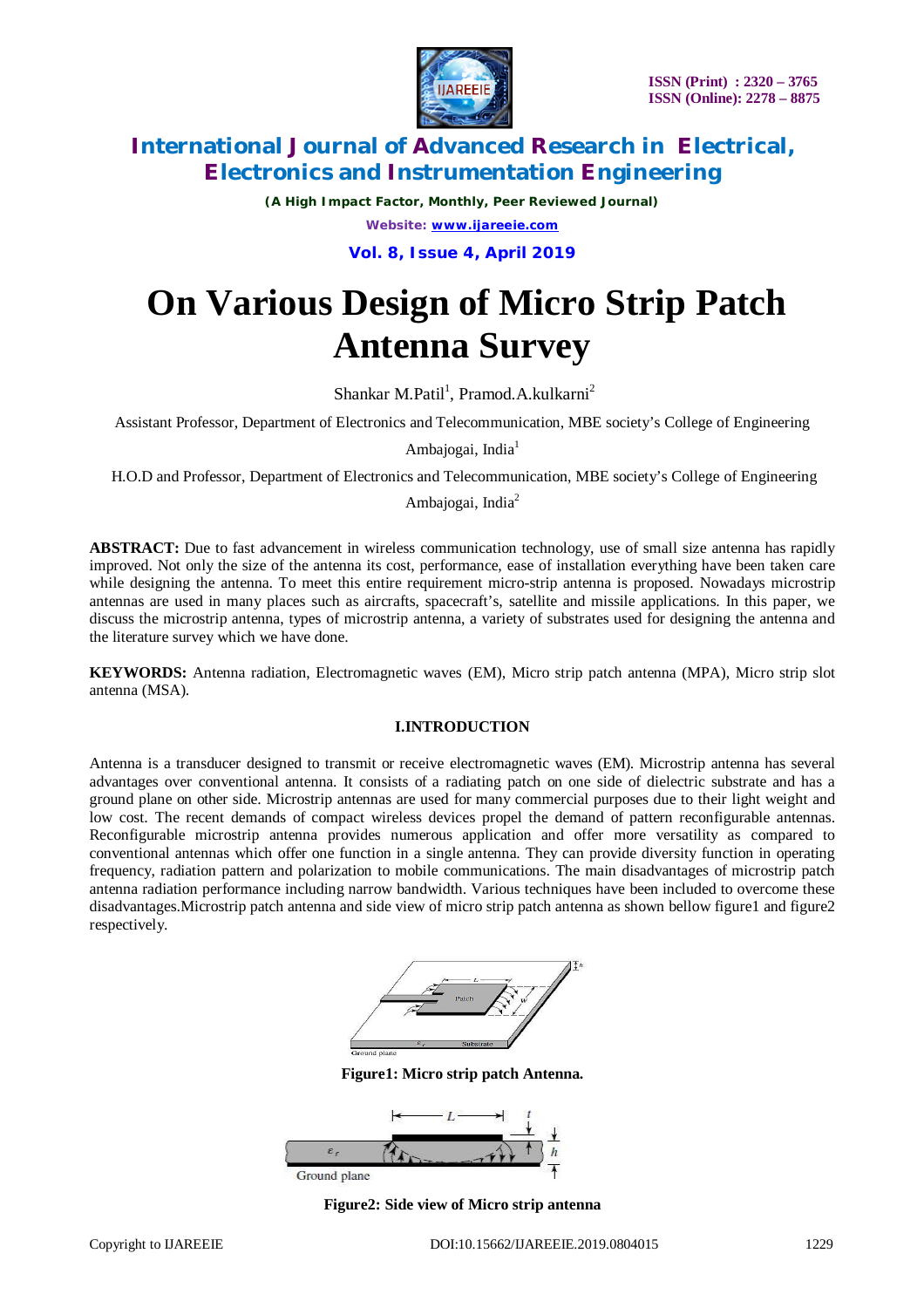#### International Journal of Advanced Research in Electrical, Electronics and Instrumentation Engineering

*(A High Impact Factor, Monthly, Peer Reviewed Journal)*

# On Various Design of Micro Strip Patch Antenna Survey

Shankar M.Patil[1], Pramod.A.kulkarni[2]

Assistant Professor, Department of Electronics and Telecommunication, MBE society's College of Engineering Ambajogai, India[1]

H.O.D and Professor, Department of Electronics and Telecommunication, MBE society's College of Engineering Ambajogai, India[2]

**ABSTRACT:** Due to fast advancement in wireless communication technology, use of small size antenna has rapidly improved. Not only the size of the antenna its cost, performance, ease of installation everything have been taken care while designing the antenna. To meet this entire requirement micro-strip antenna is proposed. Nowadays microstrip antennas are used in many places such as aircrafts, spacecraft's, satellite and missile applications. In this paper, we discuss the microstrip antenna, types of microstrip antenna, a variety of substrates used for designing the antenna and the literature survey which we have done.

**KEYWORDS:** Antenna radiation, Electromagnetic waves (EM), Micro strip patch antenna (MPA), Micro strip slot antenna (MSA).

## I.INTRODUCTION

Antenna is a transducer designed to transmit or receive electromagnetic waves (EM). Microstrip antenna has several advantages over conventional antenna. It consists of a radiating patch on one side of dielectric substrate and has a ground plane on other side. Microstrip antennas are used for many commercial purposes due to their light weight and low cost. The recent demands of compact wireless devices propel the demand of pattern reconfigurable antennas. Reconfigurable microstrip antenna provides numerous application and offer more versatility as compared to conventional antennas which offer one function in a single antenna. They can provide diversity function in operating frequency, radiation pattern and polarization to mobile communications. The main disadvantages of microstrip patch antenna radiation performance including narrow bandwidth. Various techniques have been included to overcome these disadvantages.Microstrip patch antenna and side view of micro strip patch antenna as shown bellow figure1 and figure2 respectively.

**Figure1: Micro strip patch Antenna.**

**Figure2: Side view of Micro strip antenna**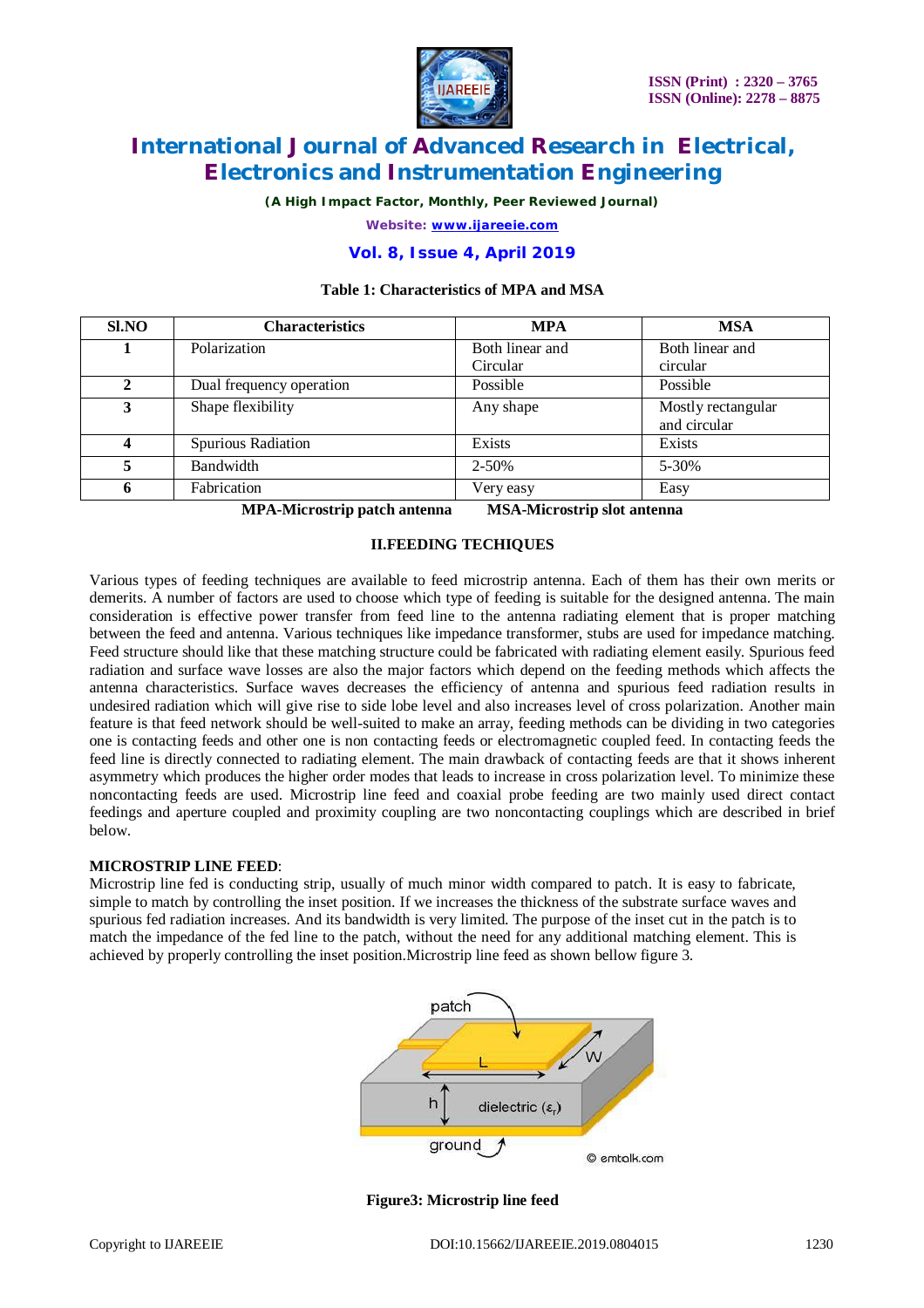**Table 1: Characteristics of MPA and MSA**

| Sl.NO | Characteristics | MPA | MSA |
|---|---|---|---|
| **1** | Polarization | Both linear and Circular | Both linear and circular |
| **2** | Dual frequency operation | Possible | Possible |
| **3** | Shape flexibility | Any shape | Mostly rectangular and circular |
| **4** | Spurious Radiation | Exists | Exists |
| **5** | Bandwidth | 2-50% | 5-30% |
| **6** | Fabrication | Very easy | Easy |

**MPA-Microstrip patch antenna MSA-Microstrip slot antenna**

## II.FEEDING TECHIQUES

Various types of feeding techniques are available to feed microstrip antenna. Each of them has their own merits or demerits. A number of factors are used to choose which type of feeding is suitable for the designed antenna. The main consideration is effective power transfer from feed line to the antenna radiating element that is proper matching between the feed and antenna. Various techniques like impedance transformer, stubs are used for impedance matching. Feed structure should like that these matching structure could be fabricated with radiating element easily. Spurious feed radiation and surface wave losses are also the major factors which depend on the feeding methods which affects the antenna characteristics. Surface waves decreases the efficiency of antenna and spurious feed radiation results in undesired radiation which will give rise to side lobe level and also increases level of cross polarization. Another main feature is that feed network should be well-suited to make an array, feeding methods can be dividing in two categories one is contacting feeds and other one is non contacting feeds or electromagnetic coupled feed. In contacting feeds the feed line is directly connected to radiating element. The main drawback of contacting feeds are that it shows inherent asymmetry which produces the higher order modes that leads to increase in cross polarization level. To minimize these noncontacting feeds are used. Microstrip line feed and coaxial probe feeding are two mainly used direct contact feedings and aperture coupled and proximity coupling are two noncontacting couplings which are described in brief below.

**MICROSTRIP LINE FEED**:

Microstrip line fed is conducting strip, usually of much minor width compared to patch. It is easy to fabricate, simple to match by controlling the inset position. If we increases the thickness of the substrate surface waves and spurious fed radiation increases. And its bandwidth is very limited. The purpose of the inset cut in the patch is to match the impedance of the fed line to the patch, without the need for any additional matching element. This is achieved by properly controlling the inset position.Microstrip line feed as shown bellow figure 3.

**Figure3: Microstrip line feed**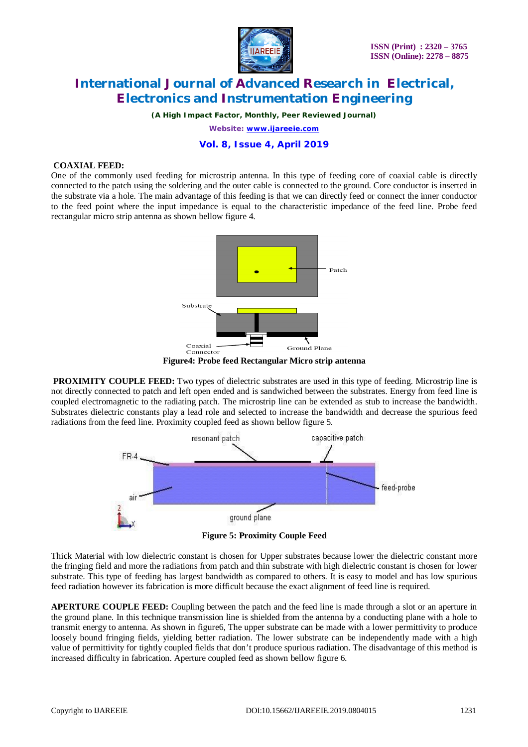**COAXIAL FEED:**
One of the commonly used feeding for microstrip antenna. In this type of feeding core of coaxial cable is directly connected to the patch using the soldering and the outer cable is connected to the ground. Core conductor is inserted in the substrate via a hole. The main advantage of this feeding is that we can directly feed or connect the inner conductor to the feed point where the input impedance is equal to the characteristic impedance of the feed line. Probe feed rectangular micro strip antenna as shown bellow figure 4.

**Figure4: Probe feed Rectangular Micro strip antenna**

**PROXIMITY COUPLE FEED:** Two types of dielectric substrates are used in this type of feeding. Microstrip line is not directly connected to patch and left open ended and is sandwiched between the substrates. Energy from feed line is coupled electromagnetic to the radiating patch. The microstrip line can be extended as stub to increase the bandwidth. Substrates dielectric constants play a lead role and selected to increase the bandwidth and decrease the spurious feed radiations from the feed line. Proximity coupled feed as shown bellow figure 5.

**Figure 5: Proximity Couple Feed**

Thick Material with low dielectric constant is chosen for Upper substrates because lower the dielectric constant more the fringing field and more the radiations from patch and thin substrate with high dielectric constant is chosen for lower substrate. This type of feeding has largest bandwidth as compared to others. It is easy to model and has low spurious feed radiation however its fabrication is more difficult because the exact alignment of feed line is required.

**APERTURE COUPLE FEED:** Coupling between the patch and the feed line is made through a slot or an aperture in the ground plane. In this technique transmission line is shielded from the antenna by a conducting plane with a hole to transmit energy to antenna. As shown in figure6, The upper substrate can be made with a lower permittivity to produce loosely bound fringing fields, yielding better radiation. The lower substrate can be independently made with a high value of permittivity for tightly coupled fields that don't produce spurious radiation. The disadvantage of this method is increased difficulty in fabrication. Aperture coupled feed as shown bellow figure 6.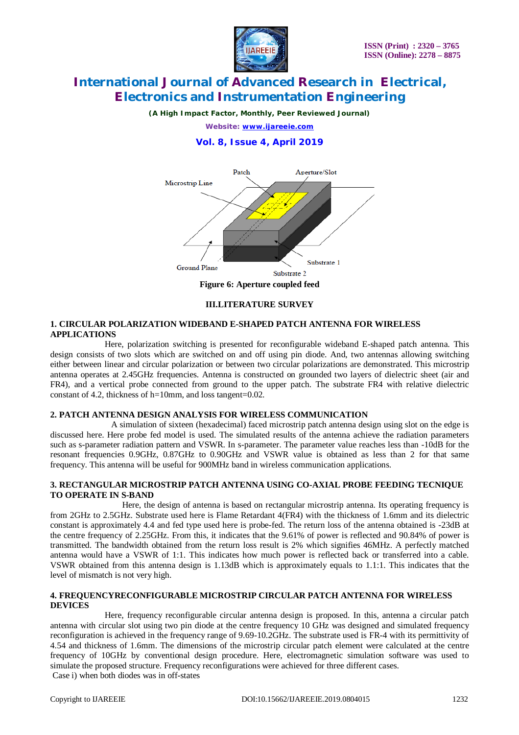Figure 6: Aperture coupled feed

## III.LITERATURE SURVEY

### 1. CIRCULAR POLARIZATION WIDEBAND E-SHAPED PATCH ANTENNA FOR WIRELESS APPLICATIONS

Here, polarization switching is presented for reconfigurable wideband E-shaped patch antenna. This design consists of two slots which are switched on and off using pin diode. And, two antennas allowing switching either between linear and circular polarization or between two circular polarizations are demonstrated. This microstrip antenna operates at 2.45GHz frequencies. Antenna is constructed on grounded two layers of dielectric sheet (air and FR4), and a vertical probe connected from ground to the upper patch. The substrate FR4 with relative dielectric constant of 4.2, thickness of h=10mm, and loss tangent=0.02.

### 2. PATCH ANTENNA DESIGN ANALYSIS FOR WIRELESS COMMUNICATION

A simulation of sixteen (hexadecimal) faced microstrip patch antenna design using slot on the edge is discussed here. Here probe fed model is used. The simulated results of the antenna achieve the radiation parameters such as s-parameter radiation pattern and VSWR. In s-parameter. The parameter value reaches less than -10dB for the resonant frequencies 0.9GHz, 0.87GHz to 0.90GHz and VSWR value is obtained as less than 2 for that same frequency. This antenna will be useful for 900MHz band in wireless communication applications.

### 3. RECTANGULAR MICROSTRIP PATCH ANTENNA USING CO-AXIAL PROBE FEEDING TECNIQUE TO OPERATE IN S-BAND

Here, the design of antenna is based on rectangular microstrip antenna. Its operating frequency is from 2GHz to 2.5GHz. Substrate used here is Flame Retardant 4(FR4) with the thickness of 1.6mm and its dielectric constant is approximately 4.4 and fed type used here is probe-fed. The return loss of the antenna obtained is -23dB at the centre frequency of 2.25GHz. From this, it indicates that the 9.61% of power is reflected and 90.84% of power is transmitted. The bandwidth obtained from the return loss result is 2% which signifies 46MHz. A perfectly matched antenna would have a VSWR of 1:1. This indicates how much power is reflected back or transferred into a cable. VSWR obtained from this antenna design is 1.13dB which is approximately equals to 1.1:1. This indicates that the level of mismatch is not very high.

### 4. FREQUENCYRECONFIGURABLE MICROSTRIP CIRCULAR PATCH ANTENNA FOR WIRELESS DEVICES

Here, frequency reconfigurable circular antenna design is proposed. In this, antenna a circular patch antenna with circular slot using two pin diode at the centre frequency 10 GHz was designed and simulated frequency reconfiguration is achieved in the frequency range of 9.69-10.2GHz. The substrate used is FR-4 with its permittivity of 4.54 and thickness of 1.6mm. The dimensions of the microstrip circular patch element were calculated at the centre frequency of 10GHz by conventional design procedure. Here, electromagnetic simulation software was used to simulate the proposed structure. Frequency reconfigurations were achieved for three different cases.

Case i) when both diodes was in off-states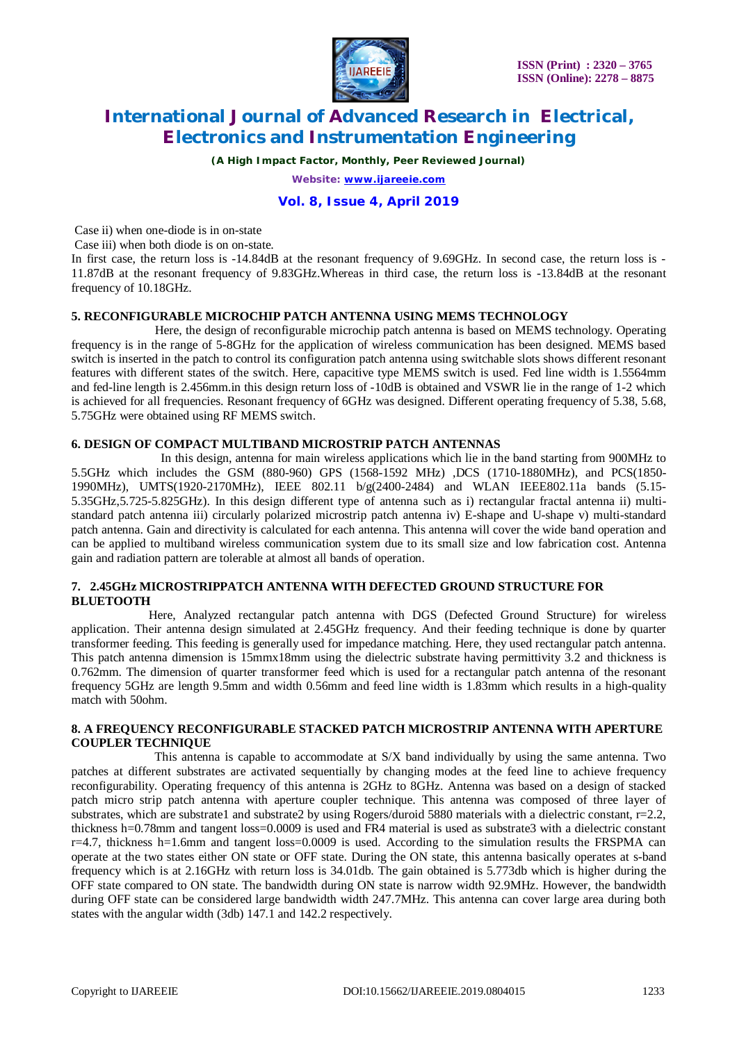Case ii) when one-diode is in on-state

Case iii) when both diode is on on-state.

In first case, the return loss is -14.84dB at the resonant frequency of 9.69GHz. In second case, the return loss is -11.87dB at the resonant frequency of 9.83GHz.Whereas in third case, the return loss is -13.84dB at the resonant frequency of 10.18GHz.

### 5. RECONFIGURABLE MICROCHIP PATCH ANTENNA USING MEMS TECHNOLOGY

Here, the design of reconfigurable microchip patch antenna is based on MEMS technology. Operating frequency is in the range of 5-8GHz for the application of wireless communication has been designed. MEMS based switch is inserted in the patch to control its configuration patch antenna using switchable slots shows different resonant features with different states of the switch. Here, capacitive type MEMS switch is used. Fed line width is 1.5564mm and fed-line length is 2.456mm.in this design return loss of -10dB is obtained and VSWR lie in the range of 1-2 which is achieved for all frequencies. Resonant frequency of 6GHz was designed. Different operating frequency of 5.38, 5.68, 5.75GHz were obtained using RF MEMS switch.

### 6. DESIGN OF COMPACT MULTIBAND MICROSTRIP PATCH ANTENNAS

In this design, antenna for main wireless applications which lie in the band starting from 900MHz to 5.5GHz which includes the GSM (880-960) GPS (1568-1592 MHz) ,DCS (1710-1880MHz), and PCS(1850-1990MHz), UMTS(1920-2170MHz), IEEE 802.11 b/g(2400-2484) and WLAN IEEE802.11a bands (5.15-5.35GHz,5.725-5.825GHz). In this design different type of antenna such as i) rectangular fractal antenna ii) multi-standard patch antenna iii) circularly polarized microstrip patch antenna iv) E-shape and U-shape v) multi-standard patch antenna. Gain and directivity is calculated for each antenna. This antenna will cover the wide band operation and can be applied to multiband wireless communication system due to its small size and low fabrication cost. Antenna gain and radiation pattern are tolerable at almost all bands of operation.

### 7. 2.45GHz MICROSTRIPPATCH ANTENNA WITH DEFECTED GROUND STRUCTURE FOR BLUETOOTH

Here, Analyzed rectangular patch antenna with DGS (Defected Ground Structure) for wireless application. Their antenna design simulated at 2.45GHz frequency. And their feeding technique is done by quarter transformer feeding. This feeding is generally used for impedance matching. Here, they used rectangular patch antenna. This patch antenna dimension is 15mmx18mm using the dielectric substrate having permittivity 3.2 and thickness is 0.762mm. The dimension of quarter transformer feed which is used for a rectangular patch antenna of the resonant frequency 5GHz are length 9.5mm and width 0.56mm and feed line width is 1.83mm which results in a high-quality match with 50ohm.

### 8. A FREQUENCY RECONFIGURABLE STACKED PATCH MICROSTRIP ANTENNA WITH APERTURE COUPLER TECHNIQUE

This antenna is capable to accommodate at S/X band individually by using the same antenna. Two patches at different substrates are activated sequentially by changing modes at the feed line to achieve frequency reconfigurability. Operating frequency of this antenna is 2GHz to 8GHz. Antenna was based on a design of stacked patch micro strip patch antenna with aperture coupler technique. This antenna was composed of three layer of substrates, which are substrate1 and substrate2 by using Rogers/duroid 5880 materials with a dielectric constant, r=2.2, thickness h=0.78mm and tangent loss=0.0009 is used and FR4 material is used as substrate3 with a dielectric constant r=4.7, thickness h=1.6mm and tangent loss=0.0009 is used. According to the simulation results the FRSPMA can operate at the two states either ON state or OFF state. During the ON state, this antenna basically operates at s-band frequency which is at 2.16GHz with return loss is 34.01db. The gain obtained is 5.773db which is higher during the OFF state compared to ON state. The bandwidth during ON state is narrow width 92.9MHz. However, the bandwidth during OFF state can be considered large bandwidth width 247.7MHz. This antenna can cover large area during both states with the angular width (3db) 147.1 and 142.2 respectively.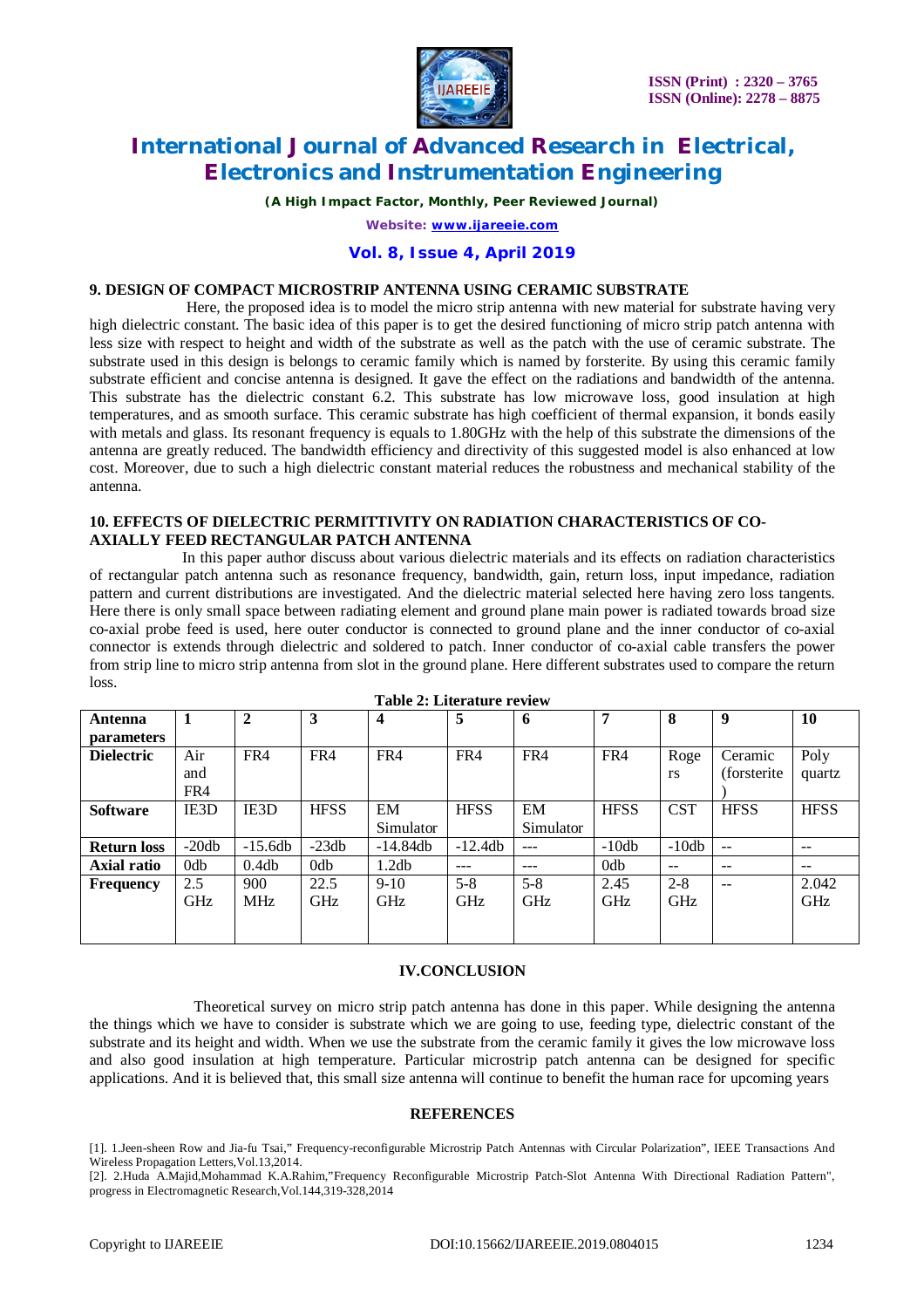**9. DESIGN OF COMPACT MICROSTRIP ANTENNA USING CERAMIC SUBSTRATE**

Here, the proposed idea is to model the micro strip antenna with new material for substrate having very high dielectric constant. The basic idea of this paper is to get the desired functioning of micro strip patch antenna with less size with respect to height and width of the substrate as well as the patch with the use of ceramic substrate. The substrate used in this design is belongs to ceramic family which is named by forsterite. By using this ceramic family substrate efficient and concise antenna is designed. It gave the effect on the radiations and bandwidth of the antenna. This substrate has the dielectric constant 6.2. This substrate has low microwave loss, good insulation at high temperatures, and as smooth surface. This ceramic substrate has high coefficient of thermal expansion, it bonds easily with metals and glass. Its resonant frequency is equals to 1.80GHz with the help of this substrate the dimensions of the antenna are greatly reduced. The bandwidth efficiency and directivity of this suggested model is also enhanced at low cost. Moreover, due to such a high dielectric constant material reduces the robustness and mechanical stability of the antenna.

**10. EFFECTS OF DIELECTRIC PERMITTIVITY ON RADIATION CHARACTERISTICS OF CO-AXIALLY FEED RECTANGULAR PATCH ANTENNA**

In this paper author discuss about various dielectric materials and its effects on radiation characteristics of rectangular patch antenna such as resonance frequency, bandwidth, gain, return loss, input impedance, radiation pattern and current distributions are investigated. And the dielectric material selected here having zero loss tangents. Here there is only small space between radiating element and ground plane main power is radiated towards broad size co-axial probe feed is used, here outer conductor is connected to ground plane and the inner conductor of co-axial connector is extends through dielectric and soldered to patch. Inner conductor of co-axial cable transfers the power from strip line to micro strip antenna from slot in the ground plane. Here different substrates used to compare the return loss.

**Table 2: Literature review**

| Antenna parameters | 1 | 2 | 3 | 4 | 5 | 6 | 7 | 8 | 9 | 10 |
|---|---|---|---|---|---|---|---|---|---|---|
| **Dielectric** | Air and FR4 | FR4 | FR4 | FR4 | FR4 | FR4 | FR4 | Rogers | Ceramic (forsterite) | Poly quartz |
| **Software** | IE3D | IE3D | HFSS | EM Simulator | HFSS | EM Simulator | HFSS | CST | HFSS | HFSS |
| **Return loss** | -20db | -15.6db | -23db | -14.84db | -12.4db | --- | -10db | -10db | -- | -- |
| **Axial ratio** | 0db | 0.4db | 0db | 1.2db | --- | --- | 0db | -- | -- | -- |
| **Frequency** | 2.5 GHz | 900 MHz | 22.5 GHz | 9-10 GHz | 5-8 GHz | 5-8 GHz | 2.45 GHz | 2-8 GHz | -- | 2.042 GHz |

## IV.CONCLUSION

Theoretical survey on micro strip patch antenna has done in this paper. While designing the antenna the things which we have to consider is substrate which we are going to use, feeding type, dielectric constant of the substrate and its height and width. When we use the substrate from the ceramic family it gives the low microwave loss and also good insulation at high temperature. Particular microstrip patch antenna can be designed for specific applications. And it is believed that, this small size antenna will continue to benefit the human race for upcoming years

## REFERENCES

[1]. 1.Jeen-sheen Row and Jia-fu Tsai," Frequency-reconfigurable Microstrip Patch Antennas with Circular Polarization", IEEE Transactions And Wireless Propagation Letters,Vol.13,2014.

[2]. 2.Huda A.Majid,Mohammad K.A.Rahim,"Frequency Reconfigurable Microstrip Patch-Slot Antenna With Directional Radiation Pattern", progress in Electromagnetic Research,Vol.144,319-328,2014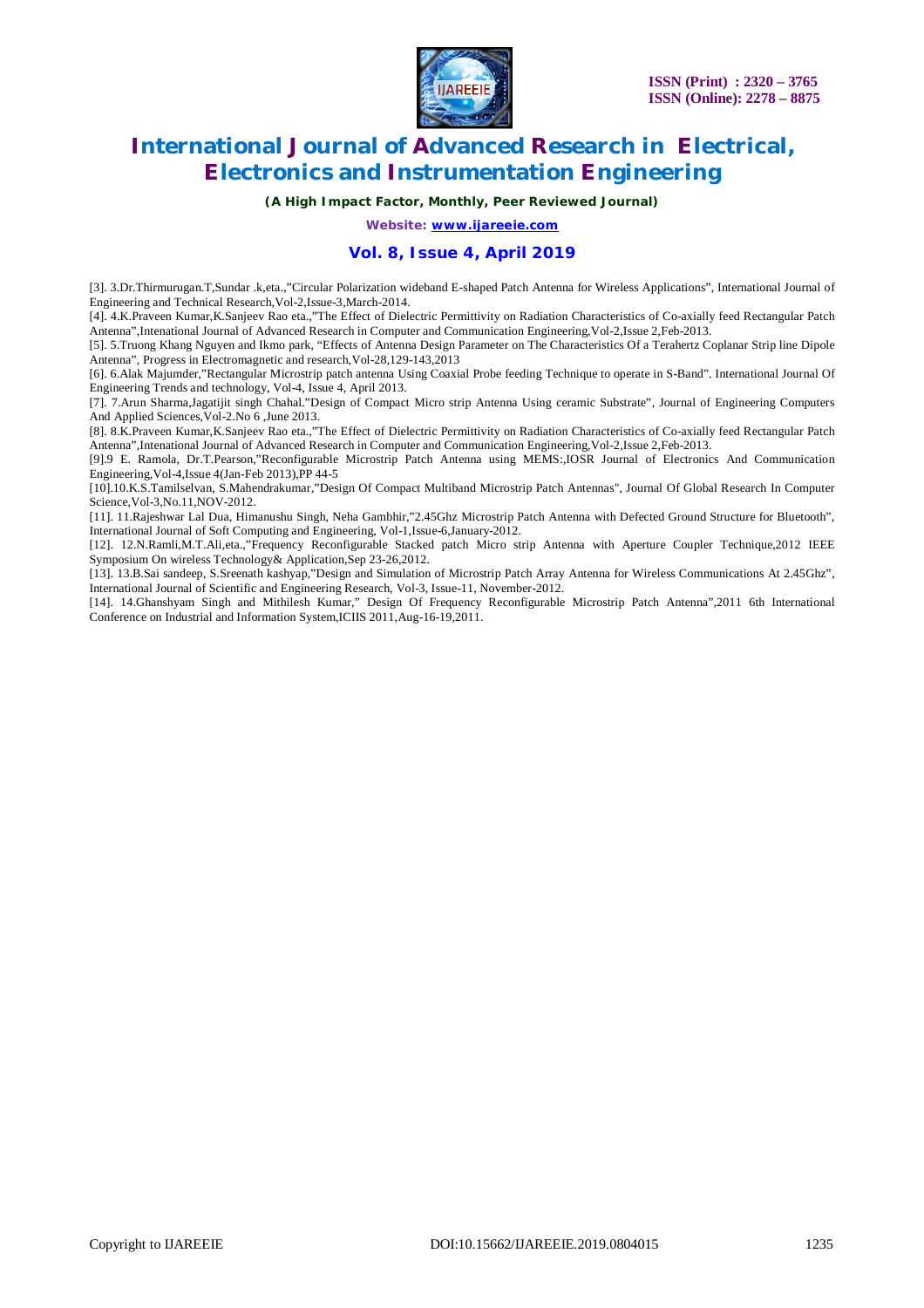[3]. 3.Dr.Thirmurugan.T,Sundar .k,eta.,"Circular Polarization wideband E-shaped Patch Antenna for Wireless Applications", International Journal of Engineering and Technical Research,Vol-2,Issue-3,March-2014.

[4]. 4.K.Praveen Kumar,K.Sanjeev Rao eta.,"The Effect of Dielectric Permittivity on Radiation Characteristics of Co-axially feed Rectangular Patch Antenna",Intenational Journal of Advanced Research in Computer and Communication Engineering,Vol-2,Issue 2,Feb-2013.

[5]. 5.Truong Khang Nguyen and Ikmo park, "Effects of Antenna Design Parameter on The Characteristics Of a Terahertz Coplanar Strip line Dipole Antenna", Progress in Electromagnetic and research,Vol-28,129-143,2013

[6]. 6.Alak Majumder,"Rectangular Microstrip patch antenna Using Coaxial Probe feeding Technique to operate in S-Band". International Journal Of Engineering Trends and technology, Vol-4, Issue 4, April 2013.

[7]. 7.Arun Sharma,Jagatijit singh Chahal."Design of Compact Micro strip Antenna Using ceramic Substrate", Journal of Engineering Computers And Applied Sciences,Vol-2.No 6 ,June 2013.

[8]. 8.K.Praveen Kumar,K.Sanjeev Rao eta.,"The Effect of Dielectric Permittivity on Radiation Characteristics of Co-axially feed Rectangular Patch Antenna",Intenational Journal of Advanced Research in Computer and Communication Engineering,Vol-2,Issue 2,Feb-2013.

[9].9 E. Ramola, Dr.T.Pearson,"Reconfigurable Microstrip Patch Antenna using MEMS:,IOSR Journal of Electronics And Communication Engineering,Vol-4,Issue 4(Jan-Feb 2013),PP 44-5

[10].10.K.S.Tamilselvan, S.Mahendrakumar,"Design Of Compact Multiband Microstrip Patch Antennas", Journal Of Global Research In Computer Science,Vol-3,No.11,NOV-2012.

[11]. 11.Rajeshwar Lal Dua, Himanushu Singh, Neha Gambhir,"2.45Ghz Microstrip Patch Antenna with Defected Ground Structure for Bluetooth", International Journal of Soft Computing and Engineering, Vol-1,Issue-6,January-2012.

[12]. 12.N.Ramli,M.T.Ali,eta.,"Frequency Reconfigurable Stacked patch Micro strip Antenna with Aperture Coupler Technique,2012 IEEE Symposium On wireless Technology& Application,Sep 23-26,2012.

[13]. 13.B.Sai sandeep, S.Sreenath kashyap,"Design and Simulation of Microstrip Patch Array Antenna for Wireless Communications At 2.45Ghz", International Journal of Scientific and Engineering Research, Vol-3, Issue-11, November-2012.

[14]. 14.Ghanshyam Singh and Mithilesh Kumar," Design Of Frequency Reconfigurable Microstrip Patch Antenna",2011 6th International Conference on Industrial and Information System,ICIIS 2011,Aug-16-19,2011.